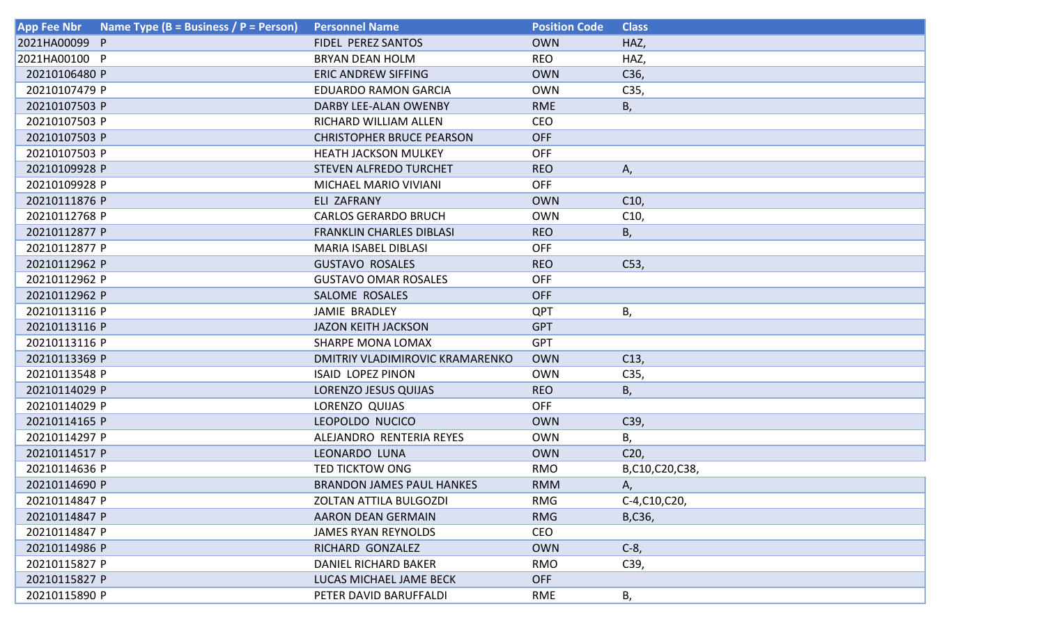| App Fee Nbr | Name Type (B = Business / P = Person) | Personnel Name | Position Code | Class |
|---|---|---|---|---|
| 2021HA00099 | P | FIDEL PEREZ SANTOS | OWN | HAZ, |
| 2021HA00100 | P | BRYAN DEAN HOLM | REO | HAZ, |
| 20210106480 | P | ERIC ANDREW SIFFING | OWN | C36, |
| 20210107479 | P | EDUARDO RAMON GARCIA | OWN | C35, |
| 20210107503 | P | DARBY LEE-ALAN OWENBY | RME | B, |
| 20210107503 | P | RICHARD WILLIAM ALLEN | CEO | |
| 20210107503 | P | CHRISTOPHER BRUCE PEARSON | OFF | |
| 20210107503 | P | HEATH JACKSON MULKEY | OFF | |
| 20210109928 | P | STEVEN ALFREDO TURCHET | REO | A, |
| 20210109928 | P | MICHAEL MARIO VIVIANI | OFF | |
| 20210111876 | P | ELI ZAFRANY | OWN | C10, |
| 20210112768 | P | CARLOS GERARDO BRUCH | OWN | C10, |
| 20210112877 | P | FRANKLIN CHARLES DIBLASI | REO | B, |
| 20210112877 | P | MARIA ISABEL DIBLASI | OFF | |
| 20210112962 | P | GUSTAVO ROSALES | REO | C53, |
| 20210112962 | P | GUSTAVO OMAR ROSALES | OFF | |
| 20210112962 | P | SALOME ROSALES | OFF | |
| 20210113116 | P | JAMIE BRADLEY | QPT | B, |
| 20210113116 | P | JAZON KEITH JACKSON | GPT | |
| 20210113116 | P | SHARPE MONA LOMAX | GPT | |
| 20210113369 | P | DMITRIY VLADIMIROVIC KRAMARENKO | OWN | C13, |
| 20210113548 | P | ISAID LOPEZ PINON | OWN | C35, |
| 20210114029 | P | LORENZO JESUS QUIJAS | REO | B, |
| 20210114029 | P | LORENZO QUIJAS | OFF | |
| 20210114165 | P | LEOPOLDO NUCICO | OWN | C39, |
| 20210114297 | P | ALEJANDRO RENTERIA REYES | OWN | B, |
| 20210114517 | P | LEONARDO LUNA | OWN | C20, |
| 20210114636 | P | TED TICKTOW ONG | RMO | B,C10,C20,C38, |
| 20210114690 | P | BRANDON JAMES PAUL HANKES | RMM | A, |
| 20210114847 | P | ZOLTAN ATTILA BULGOZDI | RMG | C-4,C10,C20, |
| 20210114847 | P | AARON DEAN GERMAIN | RMG | B,C36, |
| 20210114847 | P | JAMES RYAN REYNOLDS | CEO | |
| 20210114986 | P | RICHARD GONZALEZ | OWN | C-8, |
| 20210115827 | P | DANIEL RICHARD BAKER | RMO | C39, |
| 20210115827 | P | LUCAS MICHAEL JAME BECK | OFF | |
| 20210115890 | P | PETER DAVID BARUFFALDI | RME | B, |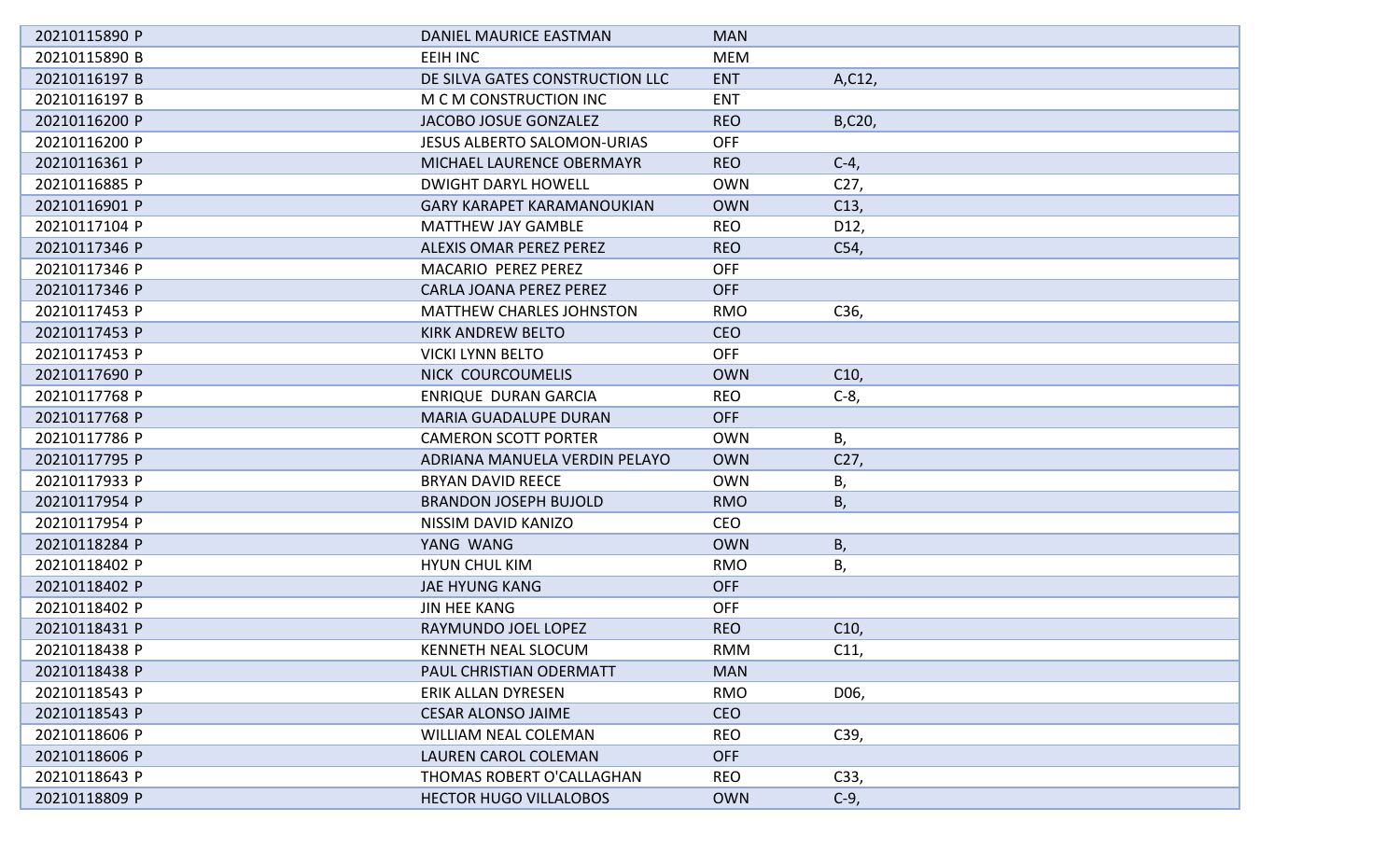| | | | |
|---|---|---|---|
| 20210115890 P | DANIEL MAURICE EASTMAN | MAN | |
| 20210115890 B | EEIH INC | MEM | |
| 20210116197 B | DE SILVA GATES CONSTRUCTION LLC | ENT | A,C12, |
| 20210116197 B | M C M CONSTRUCTION INC | ENT | |
| 20210116200 P | JACOBO JOSUE GONZALEZ | REO | B,C20, |
| 20210116200 P | JESUS ALBERTO SALOMON-URIAS | OFF | |
| 20210116361 P | MICHAEL LAURENCE OBERMAYR | REO | C-4, |
| 20210116885 P | DWIGHT DARYL HOWELL | OWN | C27, |
| 20210116901 P | GARY KARAPET KARAMANOUKIAN | OWN | C13, |
| 20210117104 P | MATTHEW JAY GAMBLE | REO | D12, |
| 20210117346 P | ALEXIS OMAR PEREZ PEREZ | REO | C54, |
| 20210117346 P | MACARIO PEREZ PEREZ | OFF | |
| 20210117346 P | CARLA JOANA PEREZ PEREZ | OFF | |
| 20210117453 P | MATTHEW CHARLES JOHNSTON | RMO | C36, |
| 20210117453 P | KIRK ANDREW BELTO | CEO | |
| 20210117453 P | VICKI LYNN BELTO | OFF | |
| 20210117690 P | NICK COURCOUMELIS | OWN | C10, |
| 20210117768 P | ENRIQUE DURAN GARCIA | REO | C-8, |
| 20210117768 P | MARIA GUADALUPE DURAN | OFF | |
| 20210117786 P | CAMERON SCOTT PORTER | OWN | B, |
| 20210117795 P | ADRIANA MANUELA VERDIN PELAYO | OWN | C27, |
| 20210117933 P | BRYAN DAVID REECE | OWN | B, |
| 20210117954 P | BRANDON JOSEPH BUJOLD | RMO | B, |
| 20210117954 P | NISSIM DAVID KANIZO | CEO | |
| 20210118284 P | YANG WANG | OWN | B, |
| 20210118402 P | HYUN CHUL KIM | RMO | B, |
| 20210118402 P | JAE HYUNG KANG | OFF | |
| 20210118402 P | JIN HEE KANG | OFF | |
| 20210118431 P | RAYMUNDO JOEL LOPEZ | REO | C10, |
| 20210118438 P | KENNETH NEAL SLOCUM | RMM | C11, |
| 20210118438 P | PAUL CHRISTIAN ODERMATT | MAN | |
| 20210118543 P | ERIK ALLAN DYRESEN | RMO | D06, |
| 20210118543 P | CESAR ALONSO JAIME | CEO | |
| 20210118606 P | WILLIAM NEAL COLEMAN | REO | C39, |
| 20210118606 P | LAUREN CAROL COLEMAN | OFF | |
| 20210118643 P | THOMAS ROBERT O'CALLAGHAN | REO | C33, |
| 20210118809 P | HECTOR HUGO VILLALOBOS | OWN | C-9, |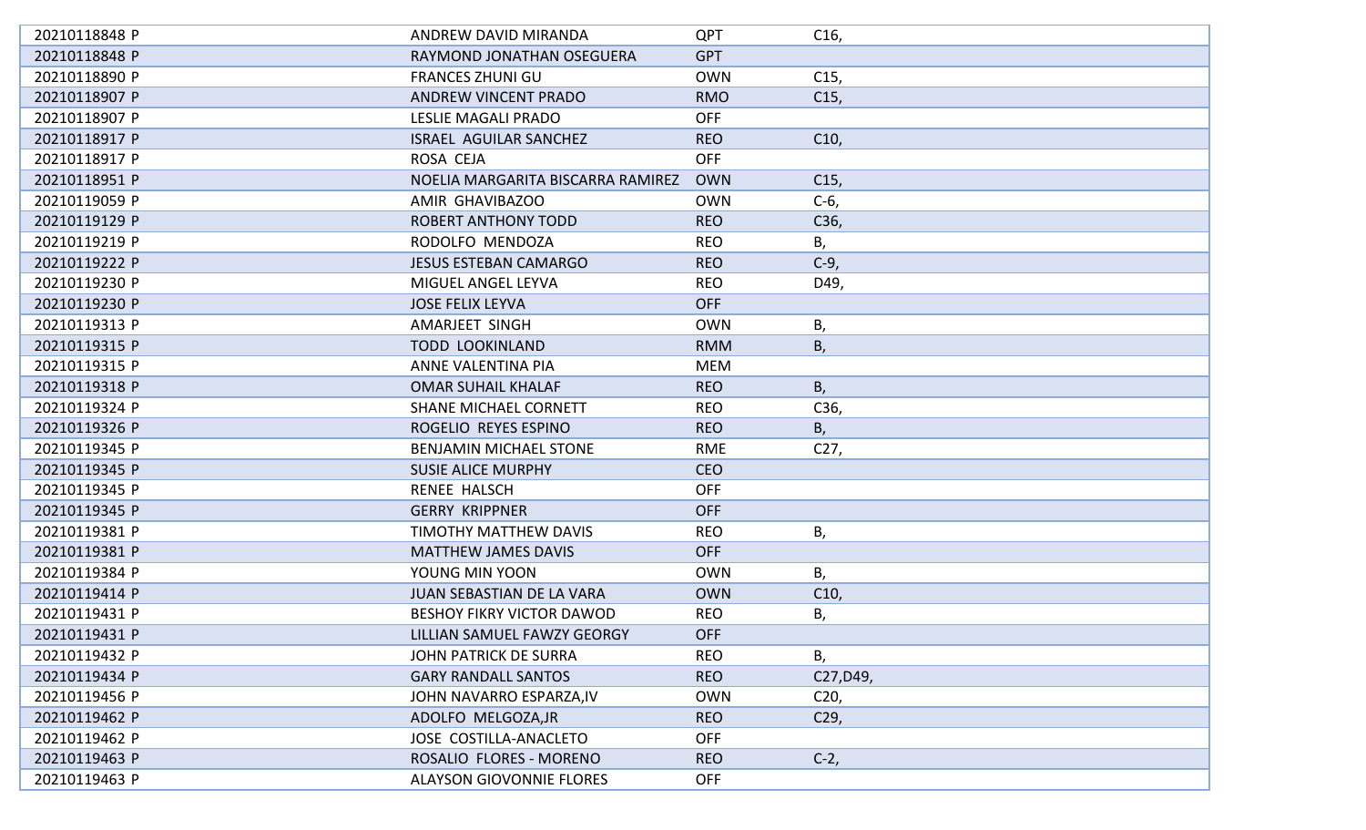| | | | |
|---|---|---|---|
| 20210118848 P | ANDREW DAVID MIRANDA | QPT | C16, |
| 20210118848 P | RAYMOND JONATHAN OSEGUERA | GPT | |
| 20210118890 P | FRANCES ZHUNI GU | OWN | C15, |
| 20210118907 P | ANDREW VINCENT PRADO | RMO | C15, |
| 20210118907 P | LESLIE MAGALI PRADO | OFF | |
| 20210118917 P | ISRAEL AGUILAR SANCHEZ | REO | C10, |
| 20210118917 P | ROSA CEJA | OFF | |
| 20210118951 P | NOELIA MARGARITA BISCARRA RAMIREZ | OWN | C15, |
| 20210119059 P | AMIR GHAVIBAZOO | OWN | C-6, |
| 20210119129 P | ROBERT ANTHONY TODD | REO | C36, |
| 20210119219 P | RODOLFO MENDOZA | REO | B, |
| 20210119222 P | JESUS ESTEBAN CAMARGO | REO | C-9, |
| 20210119230 P | MIGUEL ANGEL LEYVA | REO | D49, |
| 20210119230 P | JOSE FELIX LEYVA | OFF | |
| 20210119313 P | AMARJEET SINGH | OWN | B, |
| 20210119315 P | TODD LOOKINLAND | RMM | B, |
| 20210119315 P | ANNE VALENTINA PIA | MEM | |
| 20210119318 P | OMAR SUHAIL KHALAF | REO | B, |
| 20210119324 P | SHANE MICHAEL CORNETT | REO | C36, |
| 20210119326 P | ROGELIO REYES ESPINO | REO | B, |
| 20210119345 P | BENJAMIN MICHAEL STONE | RME | C27, |
| 20210119345 P | SUSIE ALICE MURPHY | CEO | |
| 20210119345 P | RENEE HALSCH | OFF | |
| 20210119345 P | GERRY KRIPPNER | OFF | |
| 20210119381 P | TIMOTHY MATTHEW DAVIS | REO | B, |
| 20210119381 P | MATTHEW JAMES DAVIS | OFF | |
| 20210119384 P | YOUNG MIN YOON | OWN | B, |
| 20210119414 P | JUAN SEBASTIAN DE LA VARA | OWN | C10, |
| 20210119431 P | BESHOY FIKRY VICTOR DAWOD | REO | B, |
| 20210119431 P | LILLIAN SAMUEL FAWZY GEORGY | OFF | |
| 20210119432 P | JOHN PATRICK DE SURRA | REO | B, |
| 20210119434 P | GARY RANDALL SANTOS | REO | C27,D49, |
| 20210119456 P | JOHN NAVARRO ESPARZA,IV | OWN | C20, |
| 20210119462 P | ADOLFO MELGOZA,JR | REO | C29, |
| 20210119462 P | JOSE COSTILLA-ANACLETO | OFF | |
| 20210119463 P | ROSALIO FLORES - MORENO | REO | C-2, |
| 20210119463 P | ALAYSON GIOVONNIE FLORES | OFF | |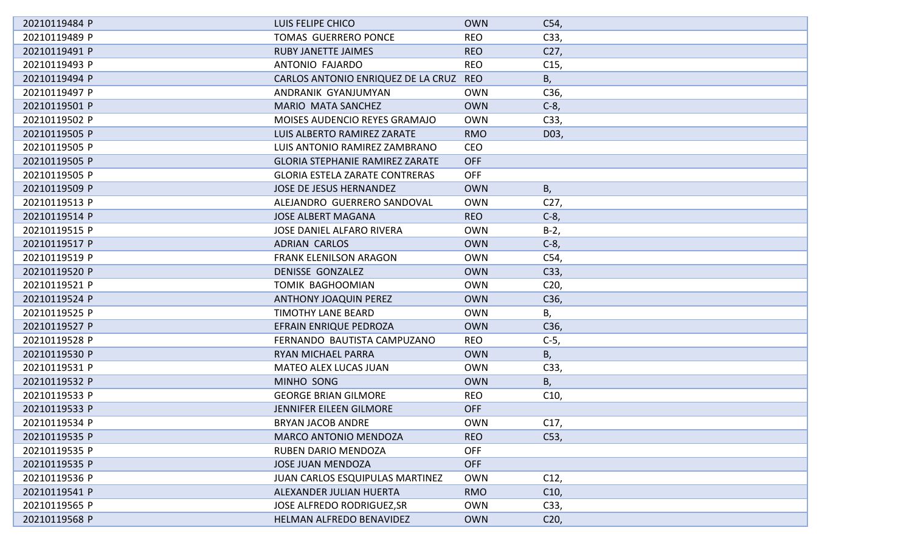| | | | |
|---|---|---|---|
| 20210119484 P | LUIS FELIPE CHICO | OWN | C54, |
| 20210119489 P | TOMAS  GUERRERO PONCE | REO | C33, |
| 20210119491 P | RUBY JANETTE JAIMES | REO | C27, |
| 20210119493 P | ANTONIO  FAJARDO | REO | C15, |
| 20210119494 P | CARLOS ANTONIO ENRIQUEZ DE LA CRUZ | REO | B, |
| 20210119497 P | ANDRANIK  GYANJUMYAN | OWN | C36, |
| 20210119501 P | MARIO  MATA SANCHEZ | OWN | C-8, |
| 20210119502 P | MOISES AUDENCIO REYES GRAMAJO | OWN | C33, |
| 20210119505 P | LUIS ALBERTO RAMIREZ ZARATE | RMO | D03, |
| 20210119505 P | LUIS ANTONIO RAMIREZ ZAMBRANO | CEO | |
| 20210119505 P | GLORIA STEPHANIE RAMIREZ ZARATE | OFF | |
| 20210119505 P | GLORIA ESTELA ZARATE CONTRERAS | OFF | |
| 20210119509 P | JOSE DE JESUS HERNANDEZ | OWN | B, |
| 20210119513 P | ALEJANDRO  GUERRERO SANDOVAL | OWN | C27, |
| 20210119514 P | JOSE ALBERT MAGANA | REO | C-8, |
| 20210119515 P | JOSE DANIEL ALFARO RIVERA | OWN | B-2, |
| 20210119517 P | ADRIAN  CARLOS | OWN | C-8, |
| 20210119519 P | FRANK ELENILSON ARAGON | OWN | C54, |
| 20210119520 P | DENISSE  GONZALEZ | OWN | C33, |
| 20210119521 P | TOMIK  BAGHOOMIAN | OWN | C20, |
| 20210119524 P | ANTHONY JOAQUIN PEREZ | OWN | C36, |
| 20210119525 P | TIMOTHY LANE BEARD | OWN | B, |
| 20210119527 P | EFRAIN ENRIQUE PEDROZA | OWN | C36, |
| 20210119528 P | FERNANDO  BAUTISTA CAMPUZANO | REO | C-5, |
| 20210119530 P | RYAN MICHAEL PARRA | OWN | B, |
| 20210119531 P | MATEO ALEX LUCAS JUAN | OWN | C33, |
| 20210119532 P | MINHO  SONG | OWN | B, |
| 20210119533 P | GEORGE BRIAN GILMORE | REO | C10, |
| 20210119533 P | JENNIFER EILEEN GILMORE | OFF | |
| 20210119534 P | BRYAN JACOB ANDRE | OWN | C17, |
| 20210119535 P | MARCO ANTONIO MENDOZA | REO | C53, |
| 20210119535 P | RUBEN DARIO MENDOZA | OFF | |
| 20210119535 P | JOSE JUAN MENDOZA | OFF | |
| 20210119536 P | JUAN CARLOS ESQUIPULAS MARTINEZ | OWN | C12, |
| 20210119541 P | ALEXANDER JULIAN HUERTA | RMO | C10, |
| 20210119565 P | JOSE ALFREDO RODRIGUEZ,SR | OWN | C33, |
| 20210119568 P | HELMAN ALFREDO BENAVIDEZ | OWN | C20, |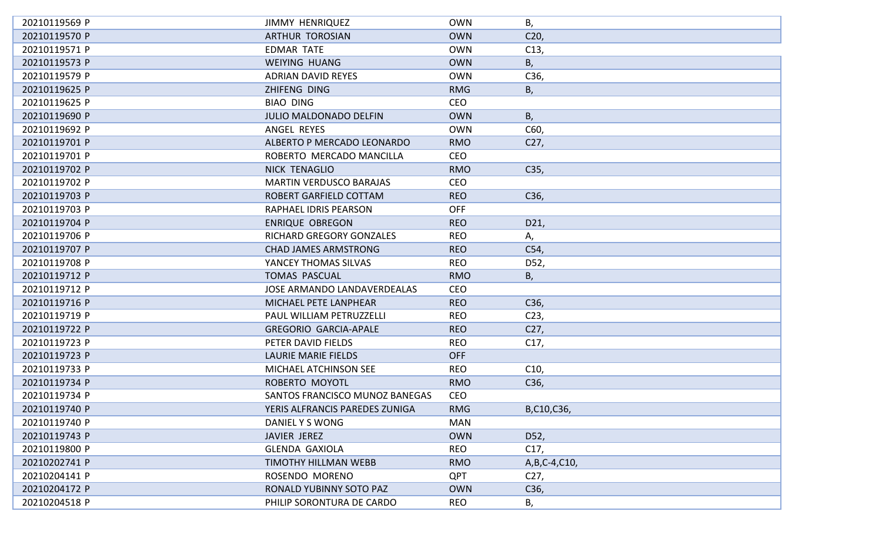| | | | |
|---|---|---|---|
| 20210119569 P | JIMMY HENRIQUEZ | OWN | B, |
| 20210119570 P | ARTHUR TOROSIAN | OWN | C20, |
| 20210119571 P | EDMAR TATE | OWN | C13, |
| 20210119573 P | WEIYING HUANG | OWN | B, |
| 20210119579 P | ADRIAN DAVID REYES | OWN | C36, |
| 20210119625 P | ZHIFENG DING | RMG | B, |
| 20210119625 P | BIAO DING | CEO | |
| 20210119690 P | JULIO MALDONADO DELFIN | OWN | B, |
| 20210119692 P | ANGEL REYES | OWN | C60, |
| 20210119701 P | ALBERTO P MERCADO LEONARDO | RMO | C27, |
| 20210119701 P | ROBERTO MERCADO MANCILLA | CEO | |
| 20210119702 P | NICK TENAGLIO | RMO | C35, |
| 20210119702 P | MARTIN VERDUSCO BARAJAS | CEO | |
| 20210119703 P | ROBERT GARFIELD COTTAM | REO | C36, |
| 20210119703 P | RAPHAEL IDRIS PEARSON | OFF | |
| 20210119704 P | ENRIQUE OBREGON | REO | D21, |
| 20210119706 P | RICHARD GREGORY GONZALES | REO | A, |
| 20210119707 P | CHAD JAMES ARMSTRONG | REO | C54, |
| 20210119708 P | YANCEY THOMAS SILVAS | REO | D52, |
| 20210119712 P | TOMAS PASCUAL | RMO | B, |
| 20210119712 P | JOSE ARMANDO LANDAVERDEALAS | CEO | |
| 20210119716 P | MICHAEL PETE LANPHEAR | REO | C36, |
| 20210119719 P | PAUL WILLIAM PETRUZZELLI | REO | C23, |
| 20210119722 P | GREGORIO GARCIA-APALE | REO | C27, |
| 20210119723 P | PETER DAVID FIELDS | REO | C17, |
| 20210119723 P | LAURIE MARIE FIELDS | OFF | |
| 20210119733 P | MICHAEL ATCHINSON SEE | REO | C10, |
| 20210119734 P | ROBERTO MOYOTL | RMO | C36, |
| 20210119734 P | SANTOS FRANCISCO MUNOZ BANEGAS | CEO | |
| 20210119740 P | YERIS ALFRANCIS PAREDES ZUNIGA | RMG | B,C10,C36, |
| 20210119740 P | DANIEL Y S WONG | MAN | |
| 20210119743 P | JAVIER JEREZ | OWN | D52, |
| 20210119800 P | GLENDA GAXIOLA | REO | C17, |
| 20210202741 P | TIMOTHY HILLMAN WEBB | RMO | A,B,C-4,C10, |
| 20210204141 P | ROSENDO MORENO | QPT | C27, |
| 20210204172 P | RONALD YUBINNY SOTO PAZ | OWN | C36, |
| 20210204518 P | PHILIP SORONTURA DE CARDO | REO | B, |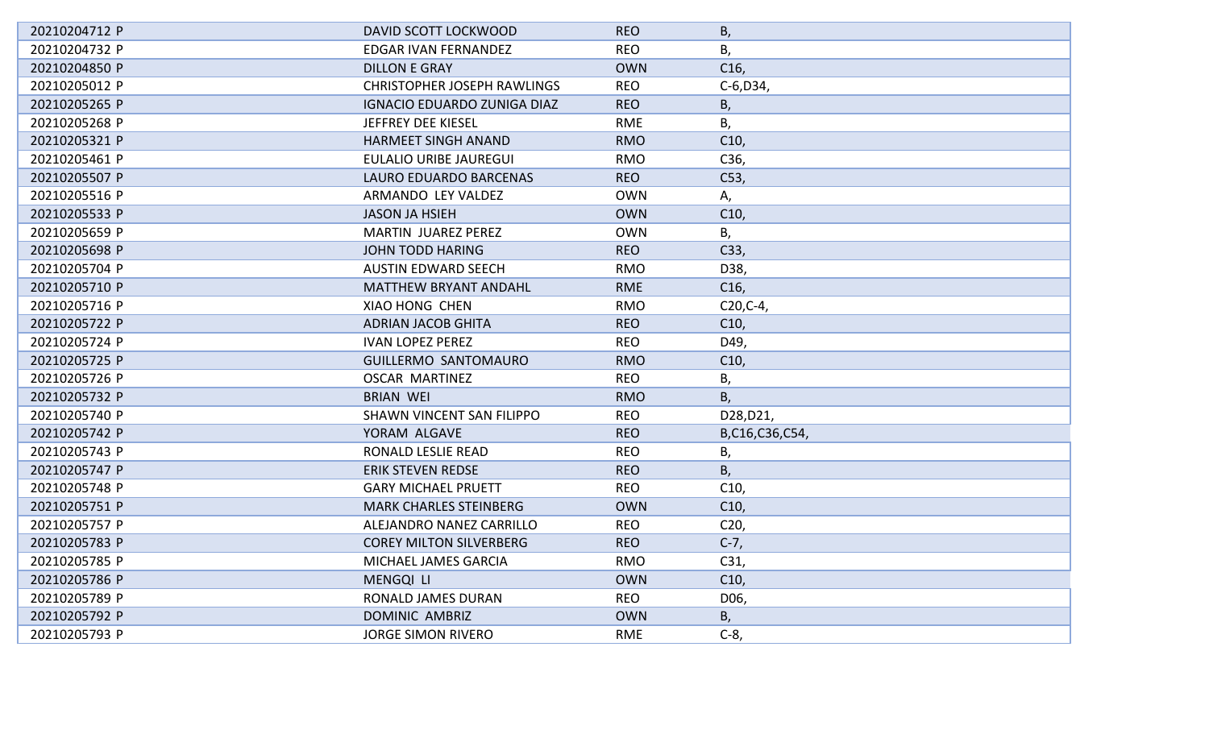| | | | |
|---|---|---|---|
| 20210204712 P | DAVID SCOTT LOCKWOOD | REO | B, |
| 20210204732 P | EDGAR IVAN FERNANDEZ | REO | B, |
| 20210204850 P | DILLON E GRAY | OWN | C16, |
| 20210205012 P | CHRISTOPHER JOSEPH RAWLINGS | REO | C-6,D34, |
| 20210205265 P | IGNACIO EDUARDO ZUNIGA DIAZ | REO | B, |
| 20210205268 P | JEFFREY DEE KIESEL | RME | B, |
| 20210205321 P | HARMEET SINGH ANAND | RMO | C10, |
| 20210205461 P | EULALIO URIBE JAUREGUI | RMO | C36, |
| 20210205507 P | LAURO EDUARDO BARCENAS | REO | C53, |
| 20210205516 P | ARMANDO LEY VALDEZ | OWN | A, |
| 20210205533 P | JASON JA HSIEH | OWN | C10, |
| 20210205659 P | MARTIN JUAREZ PEREZ | OWN | B, |
| 20210205698 P | JOHN TODD HARING | REO | C33, |
| 20210205704 P | AUSTIN EDWARD SEECH | RMO | D38, |
| 20210205710 P | MATTHEW BRYANT ANDAHL | RME | C16, |
| 20210205716 P | XIAO HONG CHEN | RMO | C20,C-4, |
| 20210205722 P | ADRIAN JACOB GHITA | REO | C10, |
| 20210205724 P | IVAN LOPEZ PEREZ | REO | D49, |
| 20210205725 P | GUILLERMO SANTOMAURO | RMO | C10, |
| 20210205726 P | OSCAR MARTINEZ | REO | B, |
| 20210205732 P | BRIAN WEI | RMO | B, |
| 20210205740 P | SHAWN VINCENT SAN FILIPPO | REO | D28,D21, |
| 20210205742 P | YORAM ALGAVE | REO | B,C16,C36,C54, |
| 20210205743 P | RONALD LESLIE READ | REO | B, |
| 20210205747 P | ERIK STEVEN REDSE | REO | B, |
| 20210205748 P | GARY MICHAEL PRUETT | REO | C10, |
| 20210205751 P | MARK CHARLES STEINBERG | OWN | C10, |
| 20210205757 P | ALEJANDRO NANEZ CARRILLO | REO | C20, |
| 20210205783 P | COREY MILTON SILVERBERG | REO | C-7, |
| 20210205785 P | MICHAEL JAMES GARCIA | RMO | C31, |
| 20210205786 P | MENGQI LI | OWN | C10, |
| 20210205789 P | RONALD JAMES DURAN | REO | D06, |
| 20210205792 P | DOMINIC AMBRIZ | OWN | B, |
| 20210205793 P | JORGE SIMON RIVERO | RME | C-8, |